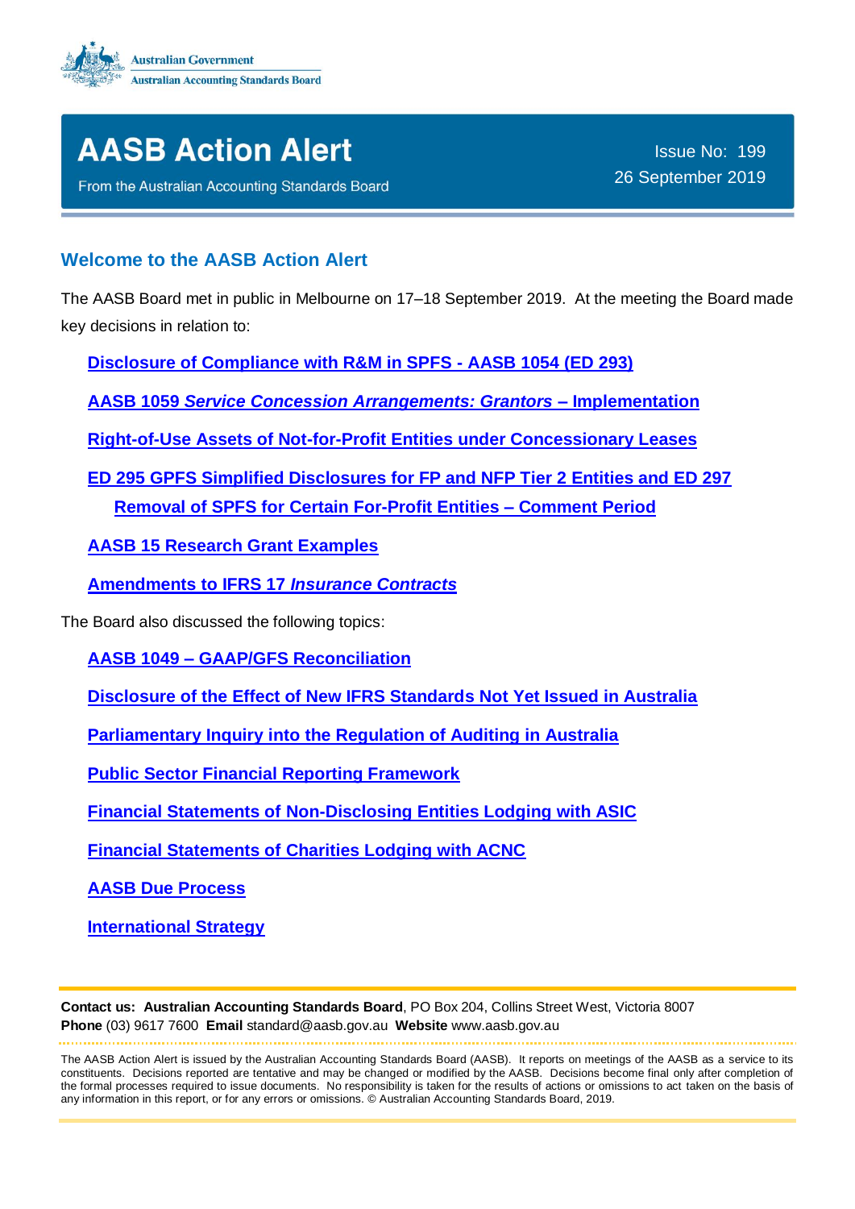Australian Government
Australian Accounting Standards Board

# AASB Action Alert

From the Australian Accounting Standards Board

Issue No: 199
26 September 2019

## Welcome to the AASB Action Alert

The AASB Board met in public in Melbourne on 17–18 September 2019. At the meeting the Board made key decisions in relation to:

- **Disclosure of Compliance with R&M in SPFS - AASB 1054 (ED 293)**
- **AASB 1059 *Service Concession Arrangements: Grantors* – Implementation**
- **Right-of-Use Assets of Not-for-Profit Entities under Concessionary Leases**
- **ED 295 GPFS Simplified Disclosures for FP and NFP Tier 2 Entities and ED 297 Removal of SPFS for Certain For-Profit Entities – Comment Period**
- **AASB 15 Research Grant Examples**
- **Amendments to IFRS 17 *Insurance Contracts***

The Board also discussed the following topics:

- **AASB 1049 – GAAP/GFS Reconciliation**
- **Disclosure of the Effect of New IFRS Standards Not Yet Issued in Australia**
- **Parliamentary Inquiry into the Regulation of Auditing in Australia**
- **Public Sector Financial Reporting Framework**
- **Financial Statements of Non-Disclosing Entities Lodging with ASIC**
- **Financial Statements of Charities Lodging with ACNC**
- **AASB Due Process**
- **International Strategy**

**Contact us: Australian Accounting Standards Board**, PO Box 204, Collins Street West, Victoria 8007
**Phone** (03) 9617 7600 **Email** standard@aasb.gov.au **Website** www.aasb.gov.au

The AASB Action Alert is issued by the Australian Accounting Standards Board (AASB). It reports on meetings of the AASB as a service to its constituents. Decisions reported are tentative and may be changed or modified by the AASB. Decisions become final only after completion of the formal processes required to issue documents. No responsibility is taken for the results of actions or omissions to act taken on the basis of any information in this report, or for any errors or omissions. © Australian Accounting Standards Board, 2019.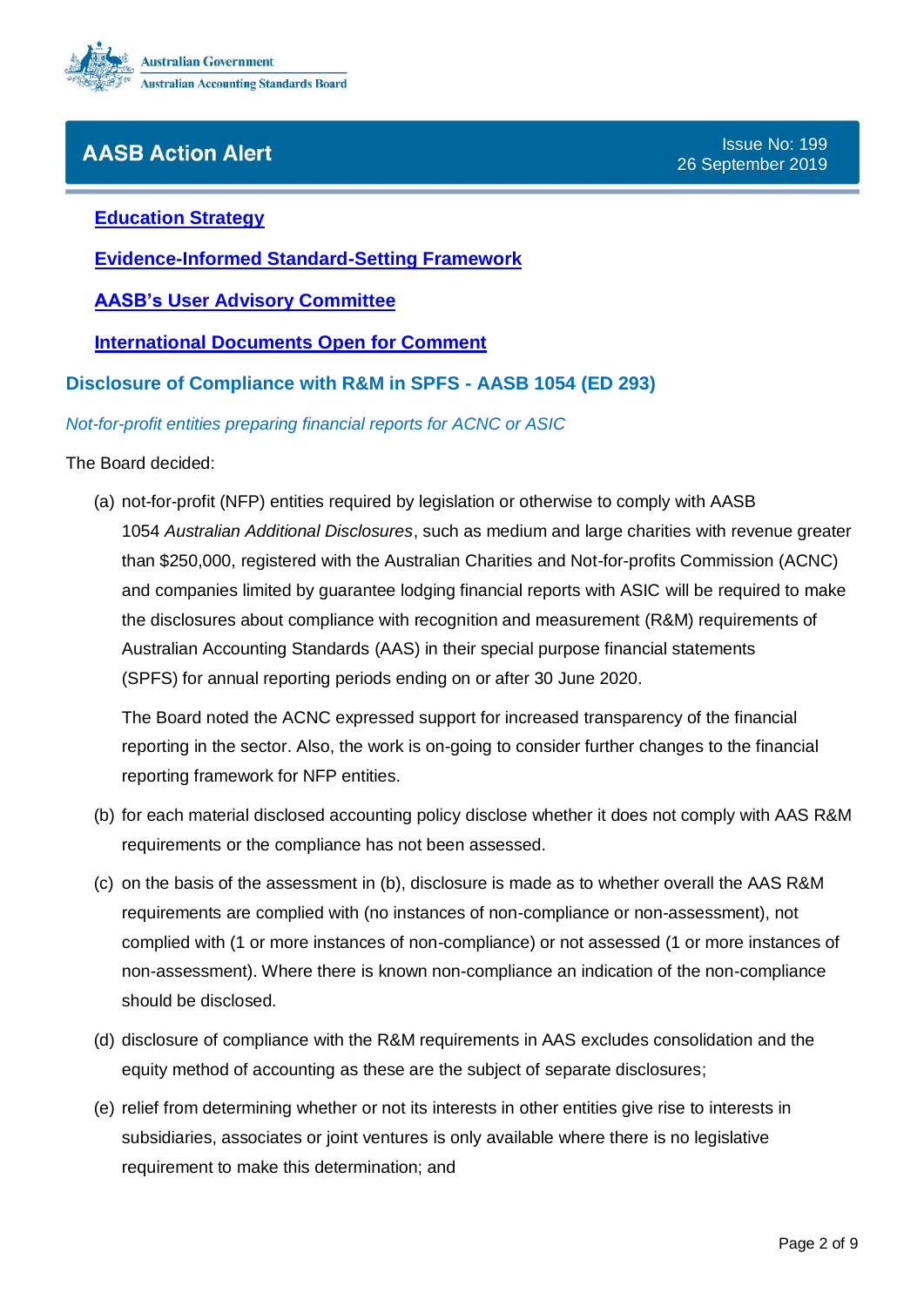**[Education Strategy](#)**

**[Evidence-Informed Standard-Setting Framework](#)**

**[AASB's User Advisory Committee](#)**

**[International Documents Open for Comment](#)**

## Disclosure of Compliance with R&M in SPFS - AASB 1054 (ED 293)

*Not-for-profit entities preparing financial reports for ACNC or ASIC*

The Board decided:

(a) not-for-profit (NFP) entities required by legislation or otherwise to comply with AASB 1054 *Australian Additional Disclosures*, such as medium and large charities with revenue greater than $250,000, registered with the Australian Charities and Not-for-profits Commission (ACNC) and companies limited by guarantee lodging financial reports with ASIC will be required to make the disclosures about compliance with recognition and measurement (R&M) requirements of Australian Accounting Standards (AAS) in their special purpose financial statements (SPFS) for annual reporting periods ending on or after 30 June 2020.

The Board noted the ACNC expressed support for increased transparency of the financial reporting in the sector. Also, the work is on-going to consider further changes to the financial reporting framework for NFP entities.

(b) for each material disclosed accounting policy disclose whether it does not comply with AAS R&M requirements or the compliance has not been assessed.

(c) on the basis of the assessment in (b), disclosure is made as to whether overall the AAS R&M requirements are complied with (no instances of non-compliance or non-assessment), not complied with (1 or more instances of non-compliance) or not assessed (1 or more instances of non-assessment). Where there is known non-compliance an indication of the non-compliance should be disclosed.

(d) disclosure of compliance with the R&M requirements in AAS excludes consolidation and the equity method of accounting as these are the subject of separate disclosures;

(e) relief from determining whether or not its interests in other entities give rise to interests in subsidiaries, associates or joint ventures is only available where there is no legislative requirement to make this determination; and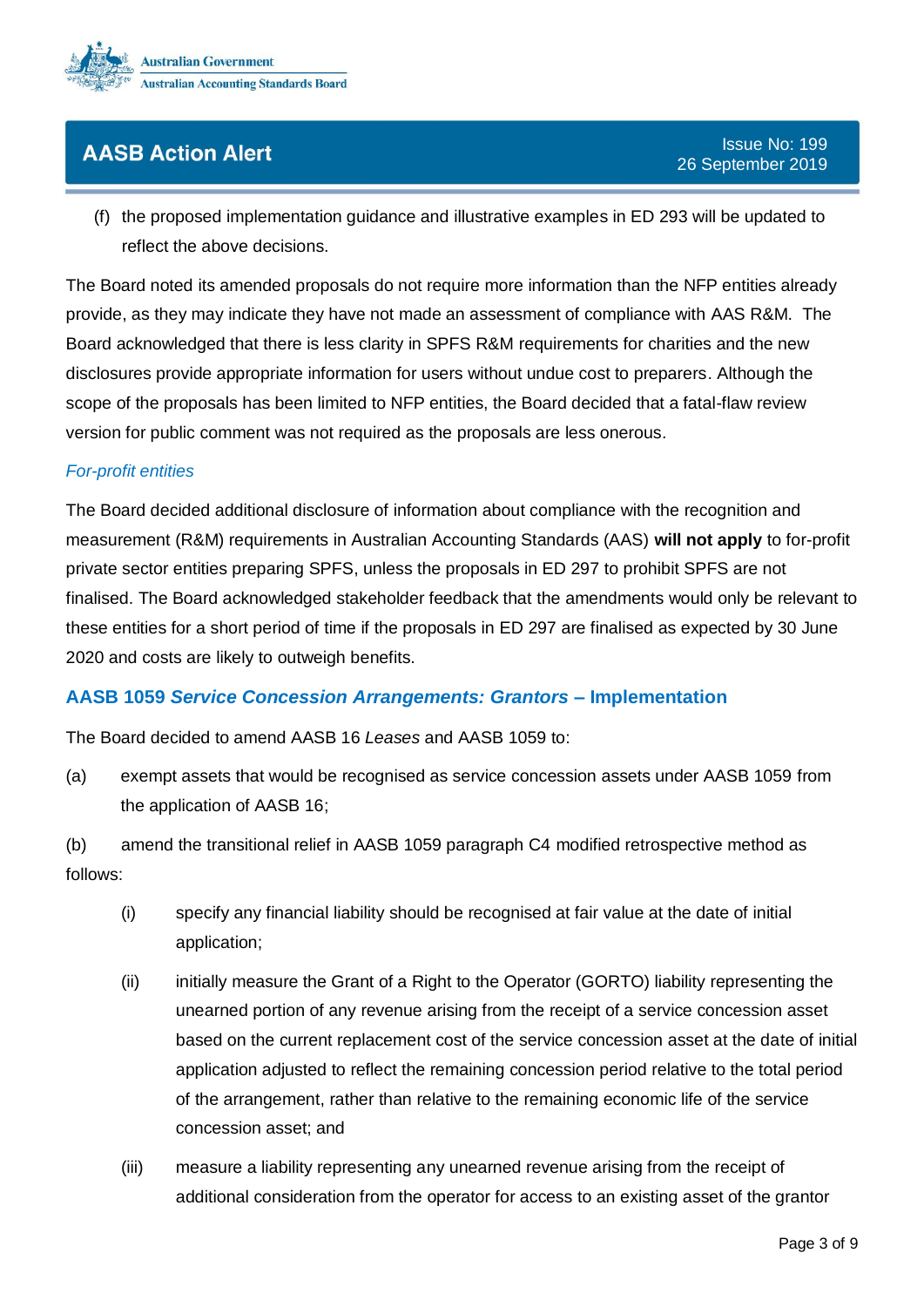(f) the proposed implementation guidance and illustrative examples in ED 293 will be updated to reflect the above decisions.

The Board noted its amended proposals do not require more information than the NFP entities already provide, as they may indicate they have not made an assessment of compliance with AAS R&M. The Board acknowledged that there is less clarity in SPFS R&M requirements for charities and the new disclosures provide appropriate information for users without undue cost to preparers. Although the scope of the proposals has been limited to NFP entities, the Board decided that a fatal-flaw review version for public comment was not required as the proposals are less onerous.

*For-profit entities*

The Board decided additional disclosure of information about compliance with the recognition and measurement (R&M) requirements in Australian Accounting Standards (AAS) **will not apply** to for-profit private sector entities preparing SPFS, unless the proposals in ED 297 to prohibit SPFS are not finalised. The Board acknowledged stakeholder feedback that the amendments would only be relevant to these entities for a short period of time if the proposals in ED 297 are finalised as expected by 30 June 2020 and costs are likely to outweigh benefits.

### AASB 1059 *Service Concession Arrangements: Grantors* – Implementation

The Board decided to amend AASB 16 *Leases* and AASB 1059 to:

(a) exempt assets that would be recognised as service concession assets under AASB 1059 from the application of AASB 16;

(b) amend the transitional relief in AASB 1059 paragraph C4 modified retrospective method as follows:

- (i) specify any financial liability should be recognised at fair value at the date of initial application;
- (ii) initially measure the Grant of a Right to the Operator (GORTO) liability representing the unearned portion of any revenue arising from the receipt of a service concession asset based on the current replacement cost of the service concession asset at the date of initial application adjusted to reflect the remaining concession period relative to the total period of the arrangement, rather than relative to the remaining economic life of the service concession asset; and
- (iii) measure a liability representing any unearned revenue arising from the receipt of additional consideration from the operator for access to an existing asset of the grantor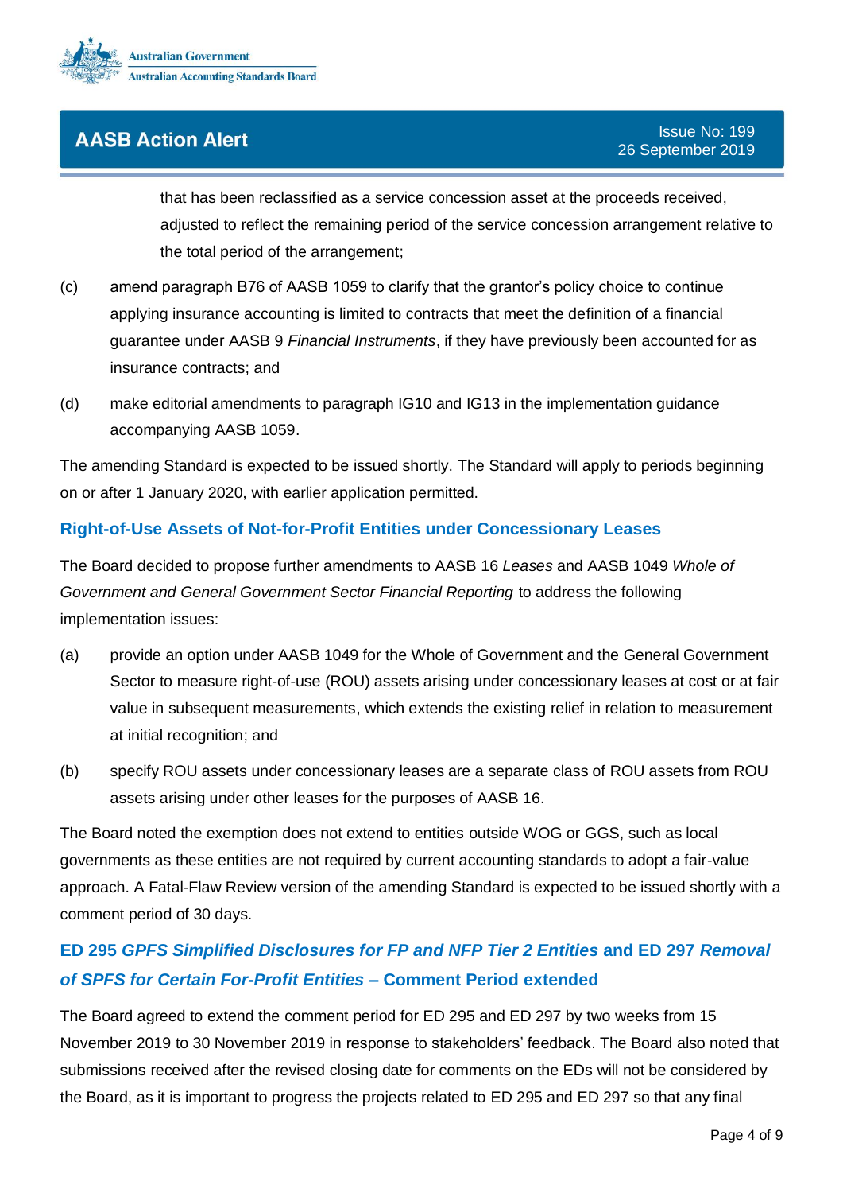that has been reclassified as a service concession asset at the proceeds received, adjusted to reflect the remaining period of the service concession arrangement relative to the total period of the arrangement;

(c) amend paragraph B76 of AASB 1059 to clarify that the grantor's policy choice to continue applying insurance accounting is limited to contracts that meet the definition of a financial guarantee under AASB 9 *Financial Instruments*, if they have previously been accounted for as insurance contracts; and

(d) make editorial amendments to paragraph IG10 and IG13 in the implementation guidance accompanying AASB 1059.

The amending Standard is expected to be issued shortly. The Standard will apply to periods beginning on or after 1 January 2020, with earlier application permitted.

## Right-of-Use Assets of Not-for-Profit Entities under Concessionary Leases

The Board decided to propose further amendments to AASB 16 *Leases* and AASB 1049 *Whole of Government and General Government Sector Financial Reporting* to address the following implementation issues:

(a) provide an option under AASB 1049 for the Whole of Government and the General Government Sector to measure right-of-use (ROU) assets arising under concessionary leases at cost or at fair value in subsequent measurements, which extends the existing relief in relation to measurement at initial recognition; and

(b) specify ROU assets under concessionary leases are a separate class of ROU assets from ROU assets arising under other leases for the purposes of AASB 16.

The Board noted the exemption does not extend to entities outside WOG or GGS, such as local governments as these entities are not required by current accounting standards to adopt a fair-value approach. A Fatal-Flaw Review version of the amending Standard is expected to be issued shortly with a comment period of 30 days.

## ED 295 *GPFS Simplified Disclosures for FP and NFP Tier 2 Entities* and ED 297 *Removal of SPFS for Certain For-Profit Entities* – Comment Period extended

The Board agreed to extend the comment period for ED 295 and ED 297 by two weeks from 15 November 2019 to 30 November 2019 in response to stakeholders' feedback. The Board also noted that submissions received after the revised closing date for comments on the EDs will not be considered by the Board, as it is important to progress the projects related to ED 295 and ED 297 so that any final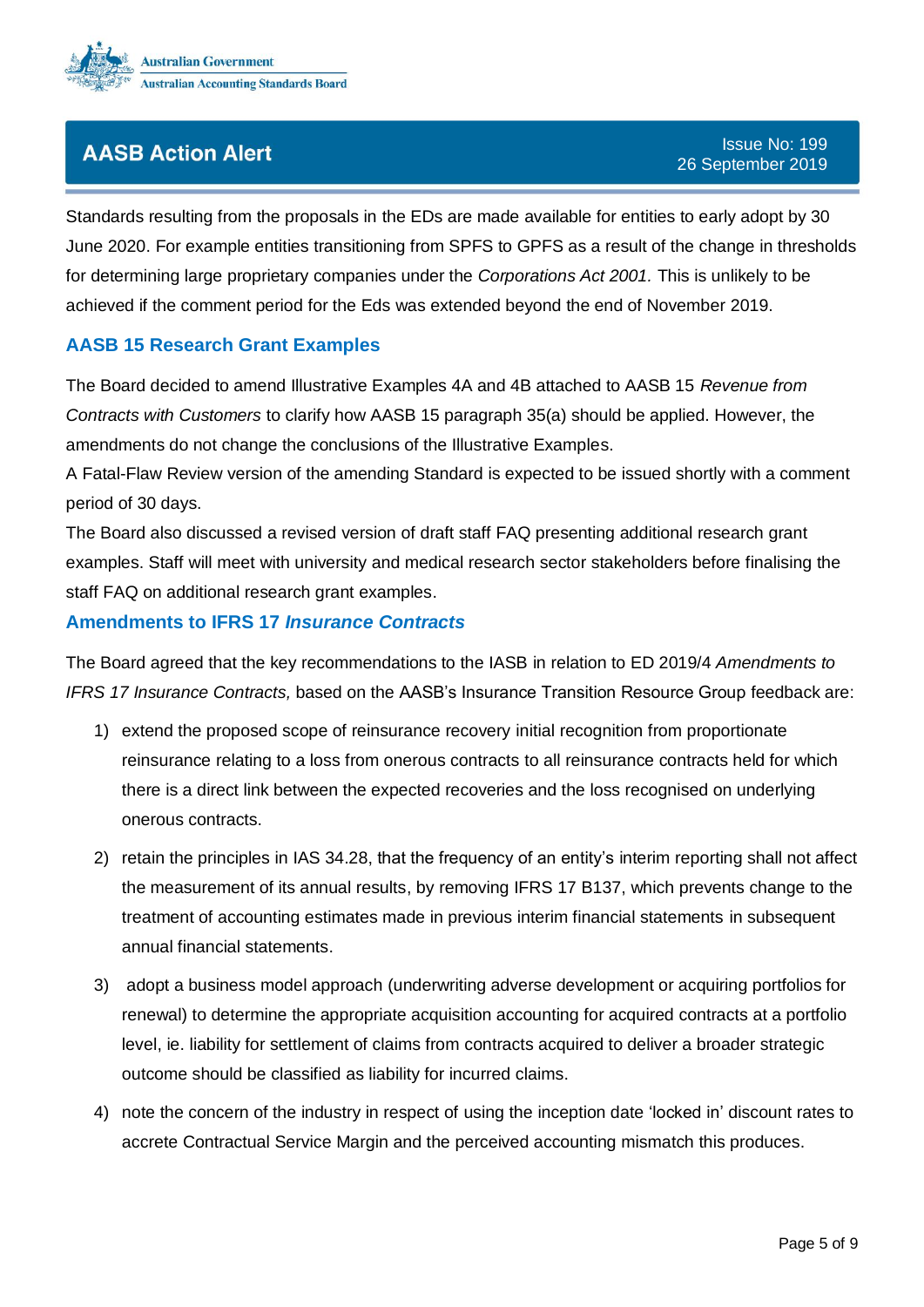Standards resulting from the proposals in the EDs are made available for entities to early adopt by 30 June 2020. For example entities transitioning from SPFS to GPFS as a result of the change in thresholds for determining large proprietary companies under the *Corporations Act 2001.* This is unlikely to be achieved if the comment period for the Eds was extended beyond the end of November 2019.

## AASB 15 Research Grant Examples

The Board decided to amend Illustrative Examples 4A and 4B attached to AASB 15 *Revenue from Contracts with Customers* to clarify how AASB 15 paragraph 35(a) should be applied. However, the amendments do not change the conclusions of the Illustrative Examples.

A Fatal-Flaw Review version of the amending Standard is expected to be issued shortly with a comment period of 30 days.

The Board also discussed a revised version of draft staff FAQ presenting additional research grant examples. Staff will meet with university and medical research sector stakeholders before finalising the staff FAQ on additional research grant examples.

## Amendments to IFRS 17 *Insurance Contracts*

The Board agreed that the key recommendations to the IASB in relation to ED 2019/4 *Amendments to IFRS 17 Insurance Contracts,* based on the AASB's Insurance Transition Resource Group feedback are:

1) extend the proposed scope of reinsurance recovery initial recognition from proportionate reinsurance relating to a loss from onerous contracts to all reinsurance contracts held for which there is a direct link between the expected recoveries and the loss recognised on underlying onerous contracts.
2) retain the principles in IAS 34.28, that the frequency of an entity's interim reporting shall not affect the measurement of its annual results, by removing IFRS 17 B137, which prevents change to the treatment of accounting estimates made in previous interim financial statements in subsequent annual financial statements.
3) adopt a business model approach (underwriting adverse development or acquiring portfolios for renewal) to determine the appropriate acquisition accounting for acquired contracts at a portfolio level, ie. liability for settlement of claims from contracts acquired to deliver a broader strategic outcome should be classified as liability for incurred claims.
4) note the concern of the industry in respect of using the inception date 'locked in' discount rates to accrete Contractual Service Margin and the perceived accounting mismatch this produces.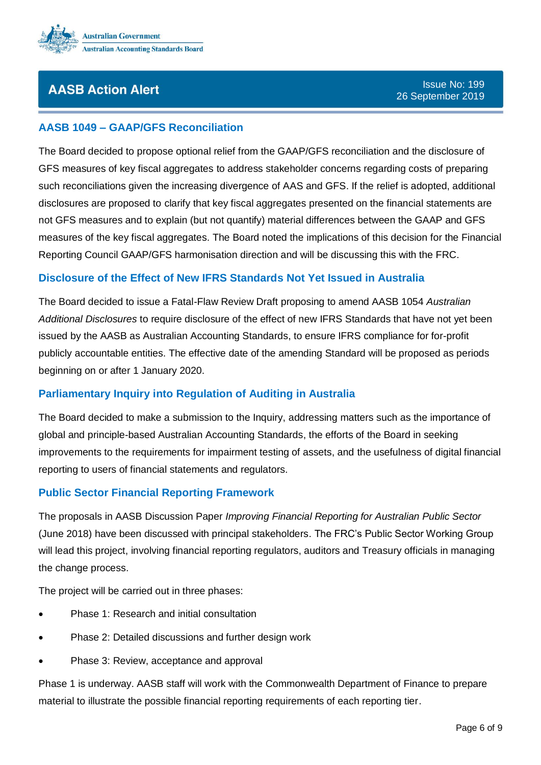## AASB 1049 – GAAP/GFS Reconciliation

The Board decided to propose optional relief from the GAAP/GFS reconciliation and the disclosure of GFS measures of key fiscal aggregates to address stakeholder concerns regarding costs of preparing such reconciliations given the increasing divergence of AAS and GFS. If the relief is adopted, additional disclosures are proposed to clarify that key fiscal aggregates presented on the financial statements are not GFS measures and to explain (but not quantify) material differences between the GAAP and GFS measures of the key fiscal aggregates. The Board noted the implications of this decision for the Financial Reporting Council GAAP/GFS harmonisation direction and will be discussing this with the FRC.

## Disclosure of the Effect of New IFRS Standards Not Yet Issued in Australia

The Board decided to issue a Fatal-Flaw Review Draft proposing to amend AASB 1054 *Australian Additional Disclosures* to require disclosure of the effect of new IFRS Standards that have not yet been issued by the AASB as Australian Accounting Standards, to ensure IFRS compliance for for-profit publicly accountable entities. The effective date of the amending Standard will be proposed as periods beginning on or after 1 January 2020.

## Parliamentary Inquiry into Regulation of Auditing in Australia

The Board decided to make a submission to the Inquiry, addressing matters such as the importance of global and principle-based Australian Accounting Standards, the efforts of the Board in seeking improvements to the requirements for impairment testing of assets, and the usefulness of digital financial reporting to users of financial statements and regulators.

## Public Sector Financial Reporting Framework

The proposals in AASB Discussion Paper *Improving Financial Reporting for Australian Public Sector* (June 2018) have been discussed with principal stakeholders. The FRC's Public Sector Working Group will lead this project, involving financial reporting regulators, auditors and Treasury officials in managing the change process.

The project will be carried out in three phases:

- Phase 1: Research and initial consultation
- Phase 2: Detailed discussions and further design work
- Phase 3: Review, acceptance and approval

Phase 1 is underway. AASB staff will work with the Commonwealth Department of Finance to prepare material to illustrate the possible financial reporting requirements of each reporting tier.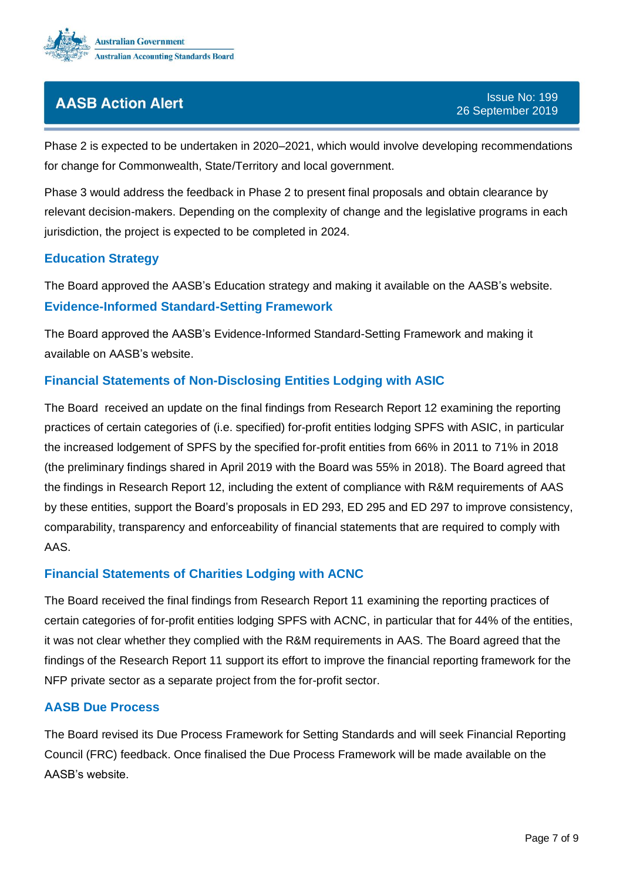Phase 2 is expected to be undertaken in 2020–2021, which would involve developing recommendations for change for Commonwealth, State/Territory and local government.

Phase 3 would address the feedback in Phase 2 to present final proposals and obtain clearance by relevant decision-makers. Depending on the complexity of change and the legislative programs in each jurisdiction, the project is expected to be completed in 2024.

## Education Strategy

The Board approved the AASB's Education strategy and making it available on the AASB's website.

## Evidence-Informed Standard-Setting Framework

The Board approved the AASB's Evidence-Informed Standard-Setting Framework and making it available on AASB's website.

## Financial Statements of Non-Disclosing Entities Lodging with ASIC

The Board received an update on the final findings from Research Report 12 examining the reporting practices of certain categories of (i.e. specified) for-profit entities lodging SPFS with ASIC, in particular the increased lodgement of SPFS by the specified for-profit entities from 66% in 2011 to 71% in 2018 (the preliminary findings shared in April 2019 with the Board was 55% in 2018). The Board agreed that the findings in Research Report 12, including the extent of compliance with R&M requirements of AAS by these entities, support the Board's proposals in ED 293, ED 295 and ED 297 to improve consistency, comparability, transparency and enforceability of financial statements that are required to comply with AAS.

## Financial Statements of Charities Lodging with ACNC

The Board received the final findings from Research Report 11 examining the reporting practices of certain categories of for-profit entities lodging SPFS with ACNC, in particular that for 44% of the entities, it was not clear whether they complied with the R&M requirements in AAS. The Board agreed that the findings of the Research Report 11 support its effort to improve the financial reporting framework for the NFP private sector as a separate project from the for-profit sector.

## AASB Due Process

The Board revised its Due Process Framework for Setting Standards and will seek Financial Reporting Council (FRC) feedback. Once finalised the Due Process Framework will be made available on the AASB's website.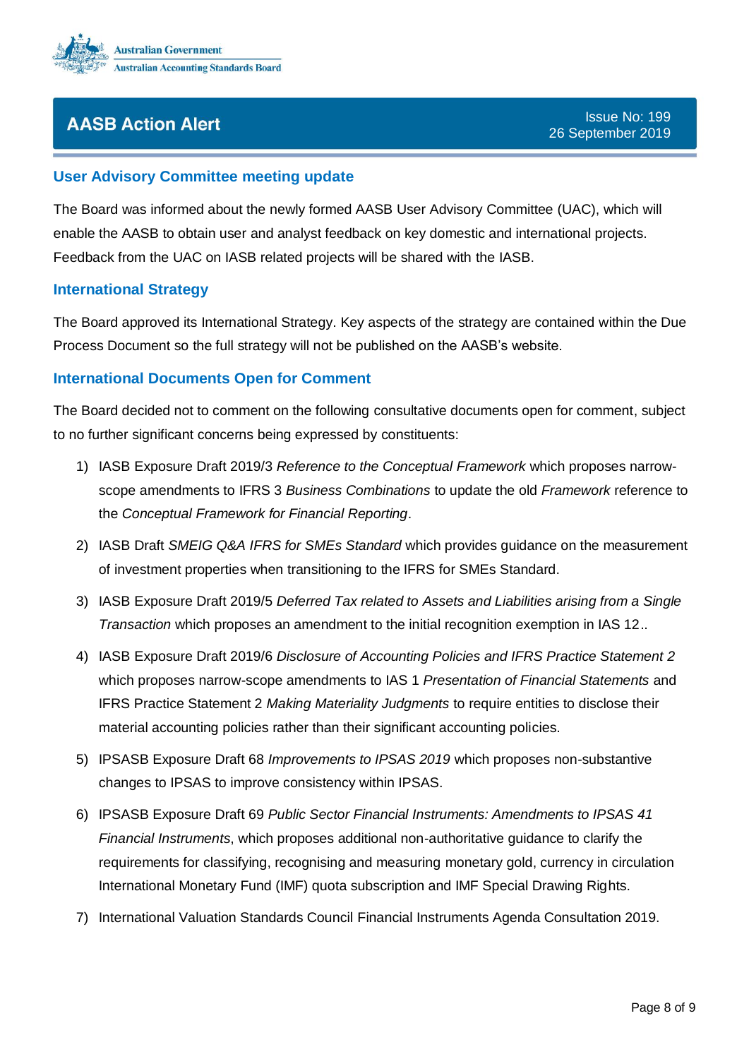## User Advisory Committee meeting update

The Board was informed about the newly formed AASB User Advisory Committee (UAC), which will enable the AASB to obtain user and analyst feedback on key domestic and international projects. Feedback from the UAC on IASB related projects will be shared with the IASB.

## International Strategy

The Board approved its International Strategy. Key aspects of the strategy are contained within the Due Process Document so the full strategy will not be published on the AASB's website.

## International Documents Open for Comment

The Board decided not to comment on the following consultative documents open for comment, subject to no further significant concerns being expressed by constituents:

1) IASB Exposure Draft 2019/3 *Reference to the Conceptual Framework* which proposes narrow-scope amendments to IFRS 3 *Business Combinations* to update the old *Framework* reference to the *Conceptual Framework for Financial Reporting*.

2) IASB Draft *SMEIG Q&A IFRS for SMEs Standard* which provides guidance on the measurement of investment properties when transitioning to the IFRS for SMEs Standard.

3) IASB Exposure Draft 2019/5 *Deferred Tax related to Assets and Liabilities arising from a Single Transaction* which proposes an amendment to the initial recognition exemption in IAS 12..

4) IASB Exposure Draft 2019/6 *Disclosure of Accounting Policies and IFRS Practice Statement 2* which proposes narrow-scope amendments to IAS 1 *Presentation of Financial Statements* and IFRS Practice Statement 2 *Making Materiality Judgments* to require entities to disclose their material accounting policies rather than their significant accounting policies.

5) IPSASB Exposure Draft 68 *Improvements to IPSAS 2019* which proposes non-substantive changes to IPSAS to improve consistency within IPSAS.

6) IPSASB Exposure Draft 69 *Public Sector Financial Instruments: Amendments to IPSAS 41 Financial Instruments*, which proposes additional non-authoritative guidance to clarify the requirements for classifying, recognising and measuring monetary gold, currency in circulation International Monetary Fund (IMF) quota subscription and IMF Special Drawing Rights.

7) International Valuation Standards Council Financial Instruments Agenda Consultation 2019.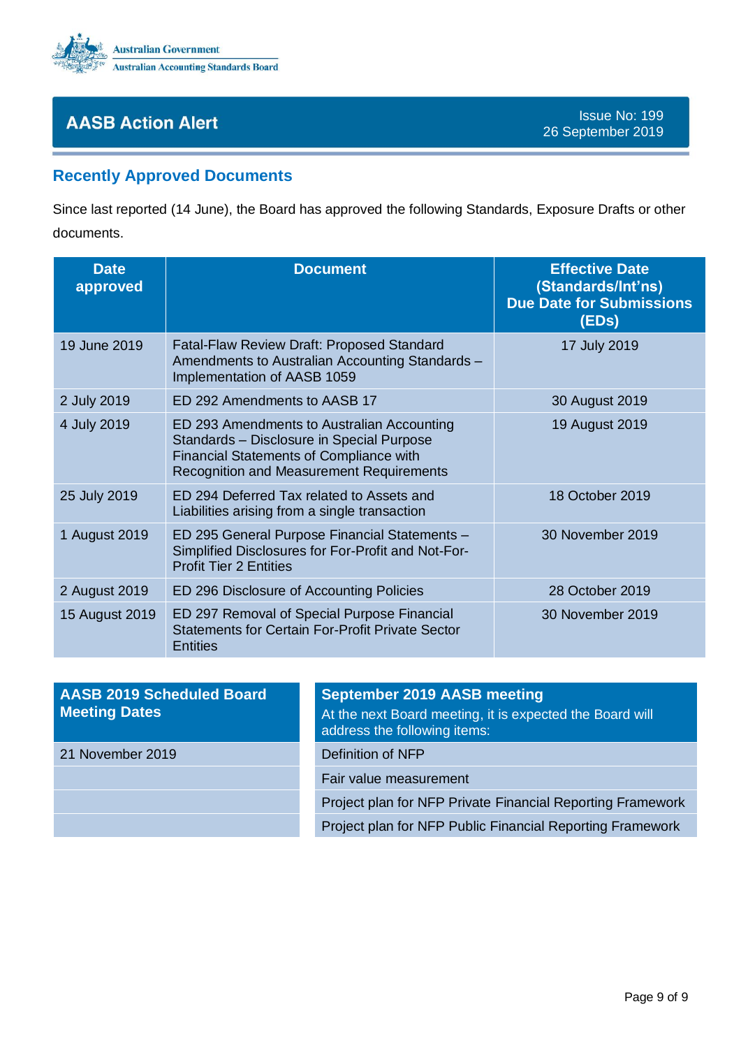Australian Government
Australian Accounting Standards Board

# AASB Action Alert

Issue No: 199
26 September 2019

## Recently Approved Documents

Since last reported (14 June), the Board has approved the following Standards, Exposure Drafts or other documents.

| Date approved | Document | Effective Date (Standards/Int'ns) Due Date for Submissions (EDs) |
|---|---|---|
| 19 June 2019 | Fatal-Flaw Review Draft: Proposed Standard Amendments to Australian Accounting Standards – Implementation of AASB 1059 | 17 July 2019 |
| 2 July 2019 | ED 292 Amendments to AASB 17 | 30 August 2019 |
| 4 July 2019 | ED 293 Amendments to Australian Accounting Standards – Disclosure in Special Purpose Financial Statements of Compliance with Recognition and Measurement Requirements | 19 August 2019 |
| 25 July 2019 | ED 294 Deferred Tax related to Assets and Liabilities arising from a single transaction | 18 October 2019 |
| 1 August 2019 | ED 295 General Purpose Financial Statements – Simplified Disclosures for For-Profit and Not-For-Profit Tier 2 Entities | 30 November 2019 |
| 2 August 2019 | ED 296 Disclosure of Accounting Policies | 28 October 2019 |
| 15 August 2019 | ED 297 Removal of Special Purpose Financial Statements for Certain For-Profit Private Sector Entities | 30 November 2019 |

| AASB 2019 Scheduled Board Meeting Dates |
|---|
| 21 November 2019 |

| September 2019 AASB meeting<br>At the next Board meeting, it is expected the Board will address the following items: |
|---|
| Definition of NFP |
| Fair value measurement |
| Project plan for NFP Private Financial Reporting Framework |
| Project plan for NFP Public Financial Reporting Framework |